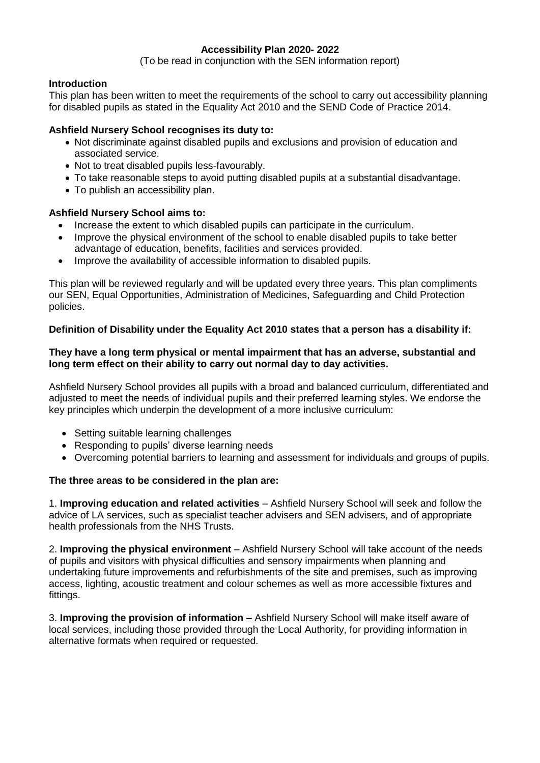# Accessibility Plan 2020- 2022

(To be read in conjunction with the SEN information report)

**Introduction**

This plan has been written to meet the requirements of the school to carry out accessibility planning for disabled pupils as stated in the Equality Act 2010 and the SEND Code of Practice 2014.

**Ashfield Nursery School recognises its duty to:**

- Not discriminate against disabled pupils and exclusions and provision of education and associated service.
- Not to treat disabled pupils less-favourably.
- To take reasonable steps to avoid putting disabled pupils at a substantial disadvantage.
- To publish an accessibility plan.

**Ashfield Nursery School aims to:**

- Increase the extent to which disabled pupils can participate in the curriculum.
- Improve the physical environment of the school to enable disabled pupils to take better advantage of education, benefits, facilities and services provided.
- Improve the availability of accessible information to disabled pupils.

This plan will be reviewed regularly and will be updated every three years. This plan compliments our SEN, Equal Opportunities, Administration of Medicines, Safeguarding and Child Protection policies.

**Definition of Disability under the Equality Act 2010 states that a person has a disability if:**

**They have a long term physical or mental impairment that has an adverse, substantial and long term effect on their ability to carry out normal day to day activities.**

Ashfield Nursery School provides all pupils with a broad and balanced curriculum, differentiated and adjusted to meet the needs of individual pupils and their preferred learning styles. We endorse the key principles which underpin the development of a more inclusive curriculum:

- Setting suitable learning challenges
- Responding to pupils' diverse learning needs
- Overcoming potential barriers to learning and assessment for individuals and groups of pupils.

**The three areas to be considered in the plan are:**

1. **Improving education and related activities** – Ashfield Nursery School will seek and follow the advice of LA services, such as specialist teacher advisers and SEN advisers, and of appropriate health professionals from the NHS Trusts.

2. **Improving the physical environment** – Ashfield Nursery School will take account of the needs of pupils and visitors with physical difficulties and sensory impairments when planning and undertaking future improvements and refurbishments of the site and premises, such as improving access, lighting, acoustic treatment and colour schemes as well as more accessible fixtures and fittings.

3. **Improving the provision of information –** Ashfield Nursery School will make itself aware of local services, including those provided through the Local Authority, for providing information in alternative formats when required or requested.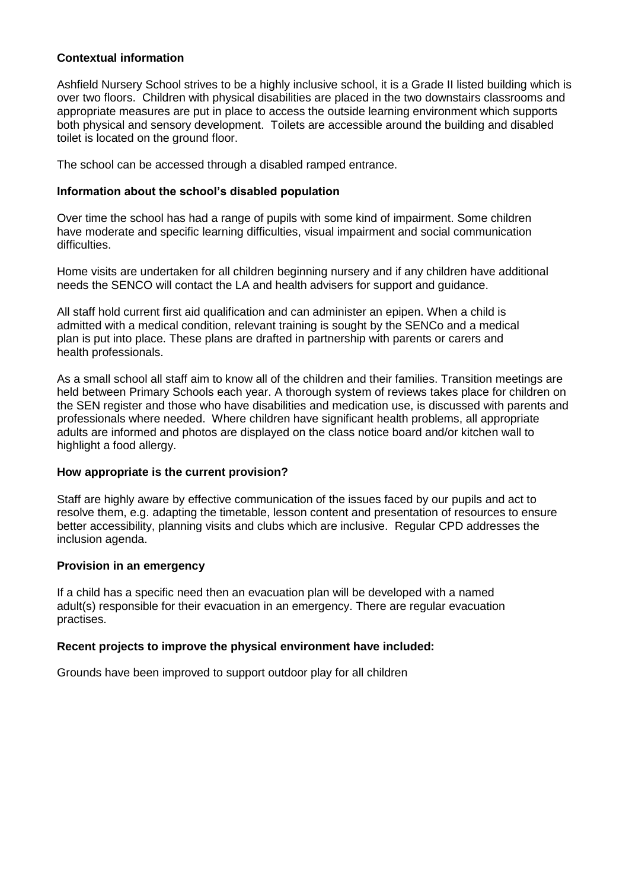**Contextual information**

Ashfield Nursery School strives to be a highly inclusive school, it is a Grade II listed building which is over two floors. Children with physical disabilities are placed in the two downstairs classrooms and appropriate measures are put in place to access the outside learning environment which supports both physical and sensory development. Toilets are accessible around the building and disabled toilet is located on the ground floor.

The school can be accessed through a disabled ramped entrance.

**Information about the school's disabled population**

Over time the school has had a range of pupils with some kind of impairment. Some children have moderate and specific learning difficulties, visual impairment and social communication difficulties.

Home visits are undertaken for all children beginning nursery and if any children have additional needs the SENCO will contact the LA and health advisers for support and guidance.

All staff hold current first aid qualification and can administer an epipen. When a child is admitted with a medical condition, relevant training is sought by the SENCo and a medical plan is put into place. These plans are drafted in partnership with parents or carers and health professionals.

As a small school all staff aim to know all of the children and their families. Transition meetings are held between Primary Schools each year. A thorough system of reviews takes place for children on the SEN register and those who have disabilities and medication use, is discussed with parents and professionals where needed. Where children have significant health problems, all appropriate adults are informed and photos are displayed on the class notice board and/or kitchen wall to highlight a food allergy.

**How appropriate is the current provision?**

Staff are highly aware by effective communication of the issues faced by our pupils and act to resolve them, e.g. adapting the timetable, lesson content and presentation of resources to ensure better accessibility, planning visits and clubs which are inclusive. Regular CPD addresses the inclusion agenda.

**Provision in an emergency**

If a child has a specific need then an evacuation plan will be developed with a named adult(s) responsible for their evacuation in an emergency. There are regular evacuation practises.

**Recent projects to improve the physical environment have included:**

Grounds have been improved to support outdoor play for all children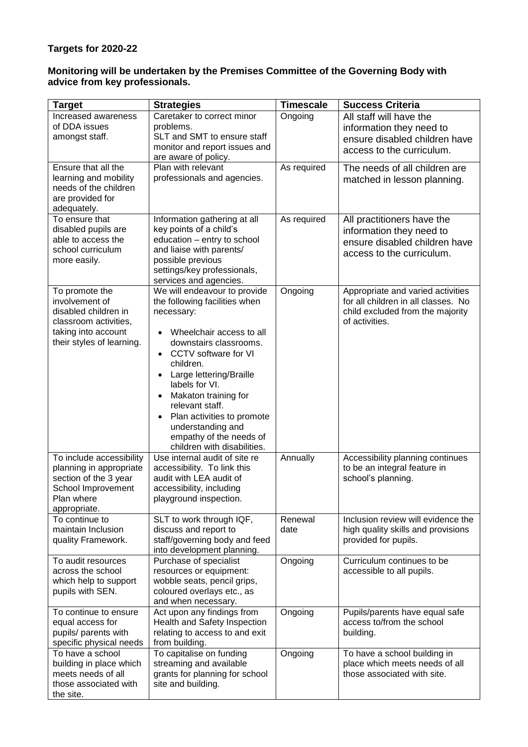**Targets for 2020-22**

**Monitoring will be undertaken by the Premises Committee of the Governing Body with advice from key professionals.**

| Target | Strategies | Timescale | Success Criteria |
|---|---|---|---|
| Increased awareness of DDA issues amongst staff. | Caretaker to correct minor problems.<br>SLT and SMT to ensure staff monitor and report issues and are aware of policy. | Ongoing | All staff will have the information they need to ensure disabled children have access to the curriculum. |
| Ensure that all the learning and mobility needs of the children are provided for adequately. | Plan with relevant professionals and agencies. | As required | The needs of all children are matched in lesson planning. |
| To ensure that disabled pupils are able to access the school curriculum more easily. | Information gathering at all key points of a child's education – entry to school and liaise with parents/ possible previous settings/key professionals, services and agencies. | As required | All practitioners have the information they need to ensure disabled children have access to the curriculum. |
| To promote the involvement of disabled children in classroom activities, taking into account their styles of learning. | We will endeavour to provide the following facilities when necessary:<br>• Wheelchair access to all downstairs classrooms.<br>• CCTV software for VI children.<br>• Large lettering/Braille labels for VI.<br>• Makaton training for relevant staff.<br>• Plan activities to promote understanding and empathy of the needs of children with disabilities. | Ongoing | Appropriate and varied activities for all children in all classes. No child excluded from the majority of activities. |
| To include accessibility planning in appropriate section of the 3 year School Improvement Plan where appropriate. | Use internal audit of site re accessibility. To link this audit with LEA audit of accessibility, including playground inspection. | Annually | Accessibility planning continues to be an integral feature in school's planning. |
| To continue to maintain Inclusion quality Framework. | SLT to work through IQF, discuss and report to staff/governing body and feed into development planning. | Renewal date | Inclusion review will evidence the high quality skills and provisions provided for pupils. |
| To audit resources across the school which help to support pupils with SEN. | Purchase of specialist resources or equipment: wobble seats, pencil grips, coloured overlays etc., as and when necessary. | Ongoing | Curriculum continues to be accessible to all pupils. |
| To continue to ensure equal access for pupils/ parents with specific physical needs | Act upon any findings from Health and Safety Inspection relating to access to and exit from building. | Ongoing | Pupils/parents have equal safe access to/from the school building. |
| To have a school building in place which meets needs of all those associated with the site. | To capitalise on funding streaming and available grants for planning for school site and building. | Ongoing | To have a school building in place which meets needs of all those associated with site. |